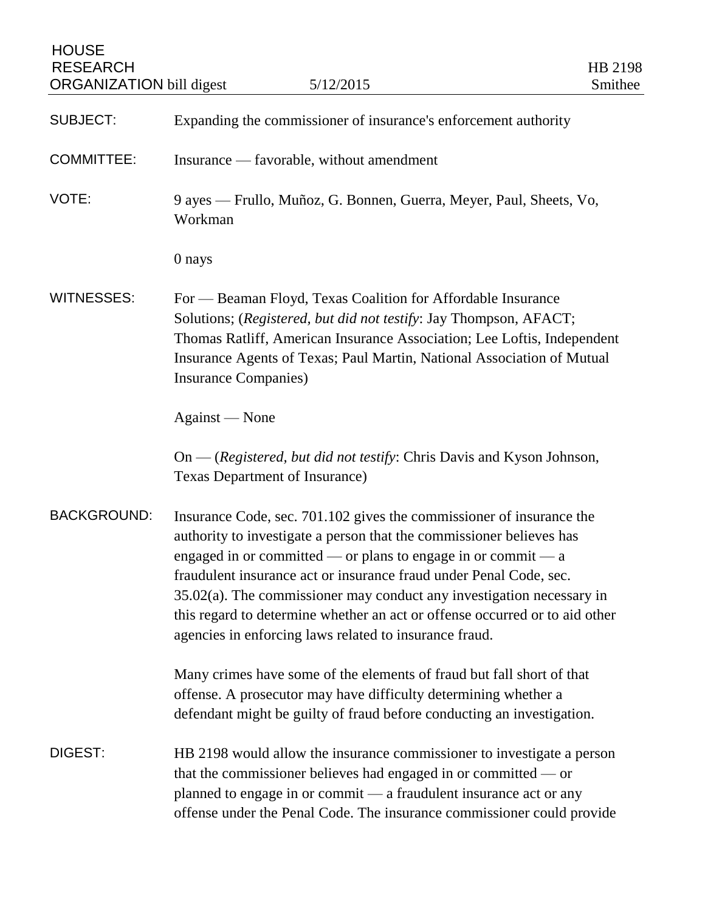HOUSE RESEARCH ORGANIZATION bill digest — 5/12/2015 — HB 2198 Smithee

**SUBJECT:** Expanding the commissioner of insurance's enforcement authority

**COMMITTEE:** Insurance — favorable, without amendment

**VOTE:** 9 ayes — Frullo, Muñoz, G. Bonnen, Guerra, Meyer, Paul, Sheets, Vo, Workman

0 nays

**WITNESSES:** For — Beaman Floyd, Texas Coalition for Affordable Insurance Solutions; (*Registered, but did not testify*: Jay Thompson, AFACT; Thomas Ratliff, American Insurance Association; Lee Loftis, Independent Insurance Agents of Texas; Paul Martin, National Association of Mutual Insurance Companies)

Against — None

On — (*Registered, but did not testify*: Chris Davis and Kyson Johnson, Texas Department of Insurance)

**BACKGROUND:** Insurance Code, sec. 701.102 gives the commissioner of insurance the authority to investigate a person that the commissioner believes has engaged in or committed — or plans to engage in or commit — a fraudulent insurance act or insurance fraud under Penal Code, sec. 35.02(a). The commissioner may conduct any investigation necessary in this regard to determine whether an act or offense occurred or to aid other agencies in enforcing laws related to insurance fraud.

Many crimes have some of the elements of fraud but fall short of that offense. A prosecutor may have difficulty determining whether a defendant might be guilty of fraud before conducting an investigation.

**DIGEST:** HB 2198 would allow the insurance commissioner to investigate a person that the commissioner believes had engaged in or committed — or planned to engage in or commit — a fraudulent insurance act or any offense under the Penal Code. The insurance commissioner could provide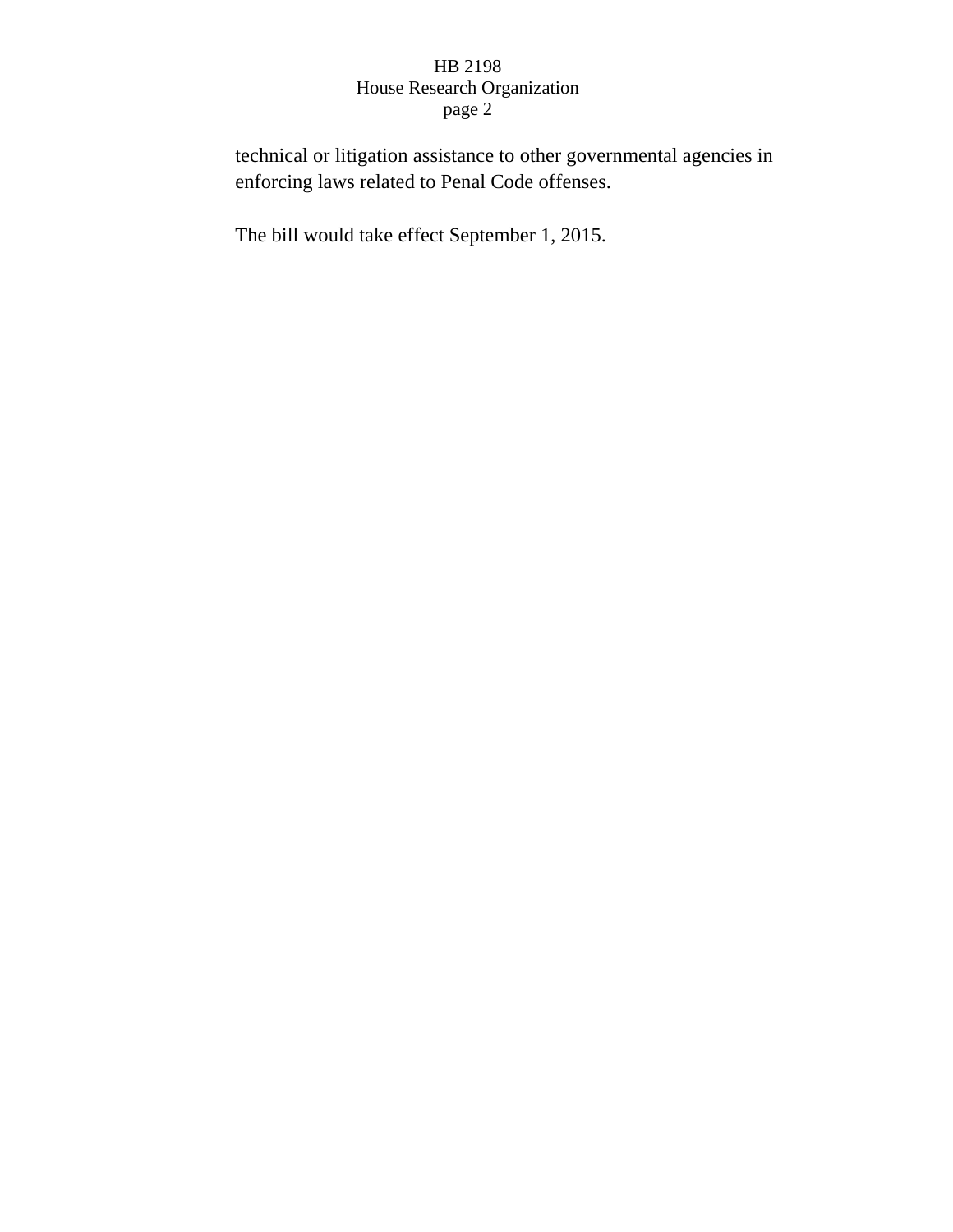technical or litigation assistance to other governmental agencies in enforcing laws related to Penal Code offenses.

The bill would take effect September 1, 2015.